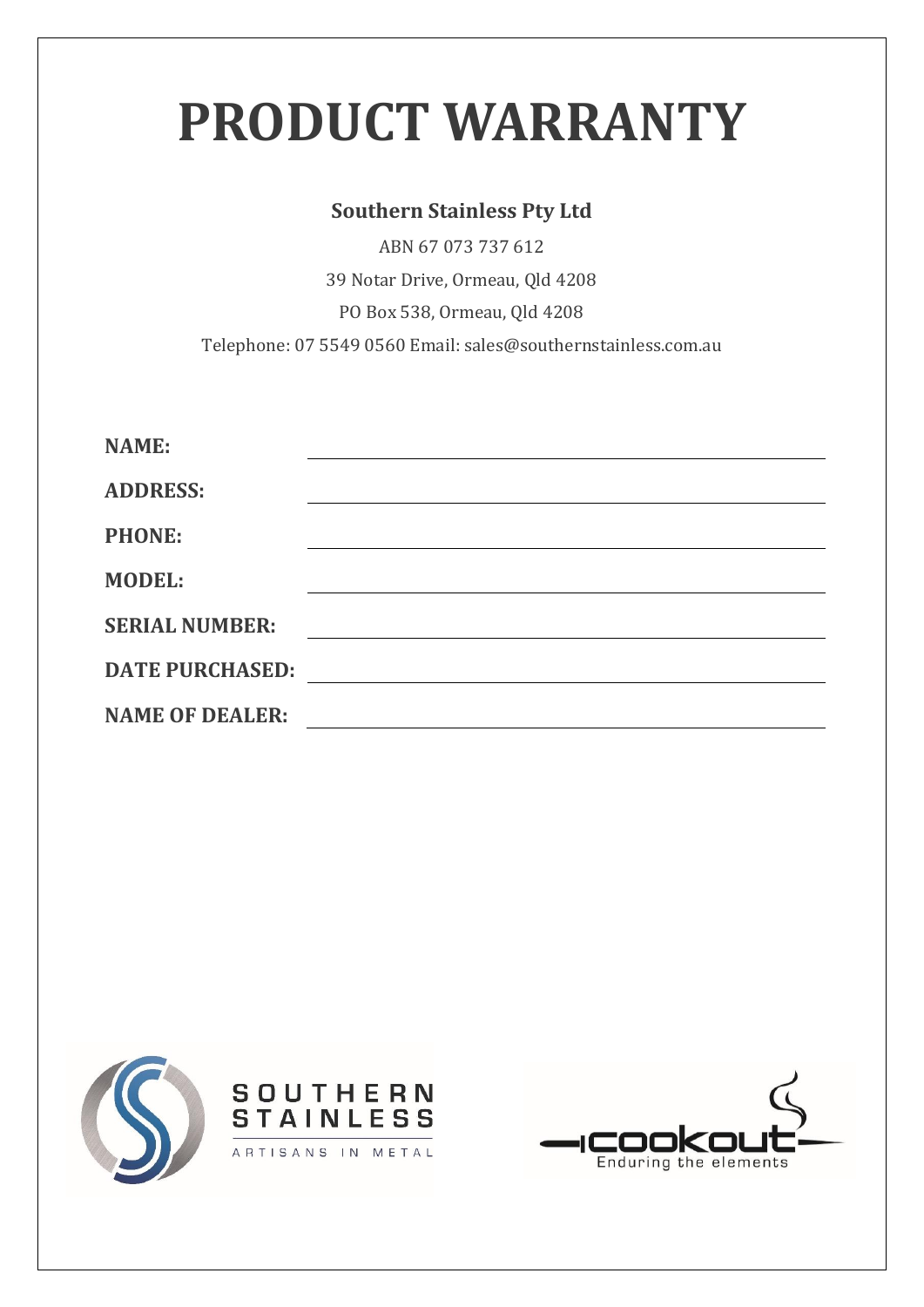# PRODUCT WARRANTY

**Southern Stainless Pty Ltd**

ABN 67 073 737 612

39 Notar Drive, Ormeau, Qld 4208

PO Box 538, Ormeau, Qld 4208

Telephone: 07 5549 0560 Email: sales@southernstainless.com.au

**NAME:** ____________________

**ADDRESS:** ____________________

**PHONE:** ____________________

**MODEL:** ____________________

**SERIAL NUMBER:** ____________________

**DATE PURCHASED:** ____________________

**NAME OF DEALER:** ____________________

SOUTHERN STAINLESS
ARTISANS IN METAL

cookout
Enduring the elements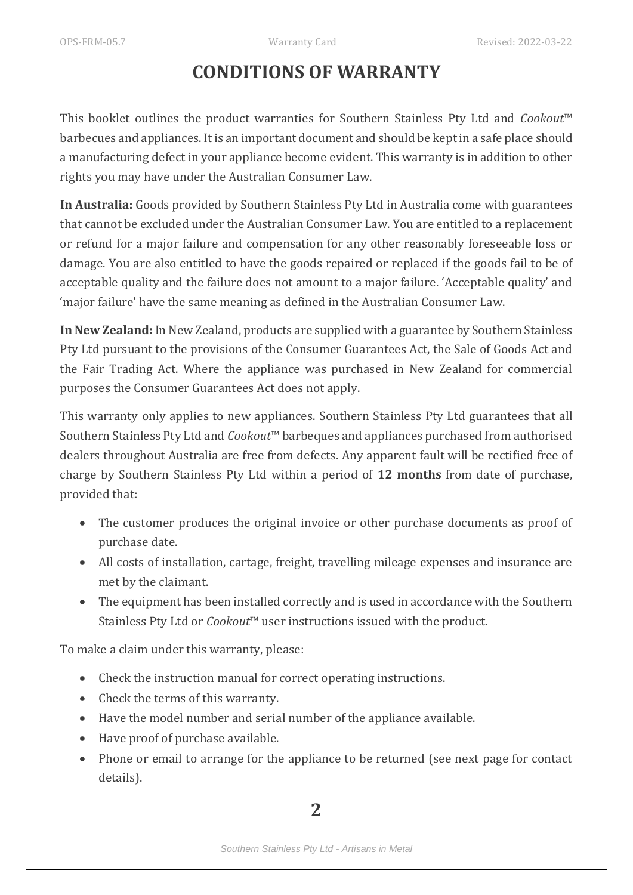# CONDITIONS OF WARRANTY

This booklet outlines the product warranties for Southern Stainless Pty Ltd and *Cookout*™ barbecues and appliances. It is an important document and should be kept in a safe place should a manufacturing defect in your appliance become evident. This warranty is in addition to other rights you may have under the Australian Consumer Law.

**In Australia:** Goods provided by Southern Stainless Pty Ltd in Australia come with guarantees that cannot be excluded under the Australian Consumer Law. You are entitled to a replacement or refund for a major failure and compensation for any other reasonably foreseeable loss or damage. You are also entitled to have the goods repaired or replaced if the goods fail to be of acceptable quality and the failure does not amount to a major failure. 'Acceptable quality' and 'major failure' have the same meaning as defined in the Australian Consumer Law.

**In New Zealand:** In New Zealand, products are supplied with a guarantee by Southern Stainless Pty Ltd pursuant to the provisions of the Consumer Guarantees Act, the Sale of Goods Act and the Fair Trading Act. Where the appliance was purchased in New Zealand for commercial purposes the Consumer Guarantees Act does not apply.

This warranty only applies to new appliances. Southern Stainless Pty Ltd guarantees that all Southern Stainless Pty Ltd and *Cookout*™ barbeques and appliances purchased from authorised dealers throughout Australia are free from defects. Any apparent fault will be rectified free of charge by Southern Stainless Pty Ltd within a period of **12 months** from date of purchase, provided that:

- The customer produces the original invoice or other purchase documents as proof of purchase date.
- All costs of installation, cartage, freight, travelling mileage expenses and insurance are met by the claimant.
- The equipment has been installed correctly and is used in accordance with the Southern Stainless Pty Ltd or *Cookout*™ user instructions issued with the product.

To make a claim under this warranty, please:

- Check the instruction manual for correct operating instructions.
- Check the terms of this warranty.
- Have the model number and serial number of the appliance available.
- Have proof of purchase available.
- Phone or email to arrange for the appliance to be returned (see next page for contact details).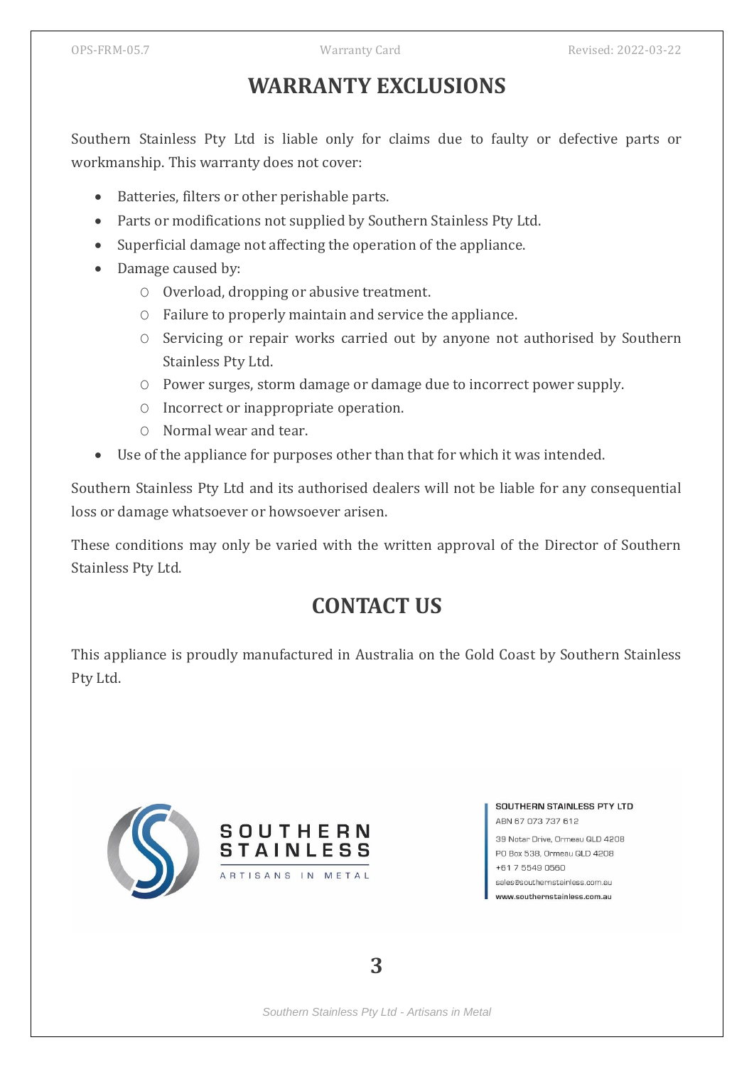# WARRANTY EXCLUSIONS

Southern Stainless Pty Ltd is liable only for claims due to faulty or defective parts or workmanship. This warranty does not cover:

- Batteries, filters or other perishable parts.
- Parts or modifications not supplied by Southern Stainless Pty Ltd.
- Superficial damage not affecting the operation of the appliance.
- Damage caused by:
    - Overload, dropping or abusive treatment.
    - Failure to properly maintain and service the appliance.
    - Servicing or repair works carried out by anyone not authorised by Southern Stainless Pty Ltd.
    - Power surges, storm damage or damage due to incorrect power supply.
    - Incorrect or inappropriate operation.
    - Normal wear and tear.
- Use of the appliance for purposes other than that for which it was intended.

Southern Stainless Pty Ltd and its authorised dealers will not be liable for any consequential loss or damage whatsoever or howsoever arisen.

These conditions may only be varied with the written approval of the Director of Southern Stainless Pty Ltd.

# CONTACT US

This appliance is proudly manufactured in Australia on the Gold Coast by Southern Stainless Pty Ltd.

SOUTHERN STAINLESS
ARTISANS IN METAL

SOUTHERN STAINLESS PTY LTD
ABN 67 073 737 612
39 Noter Drive, Ormeau QLD 4208
PO Box 538, Ormeau QLD 4208
+61 7 5549 0560
sales@southernstainless.com.au
www.southernstainless.com.au